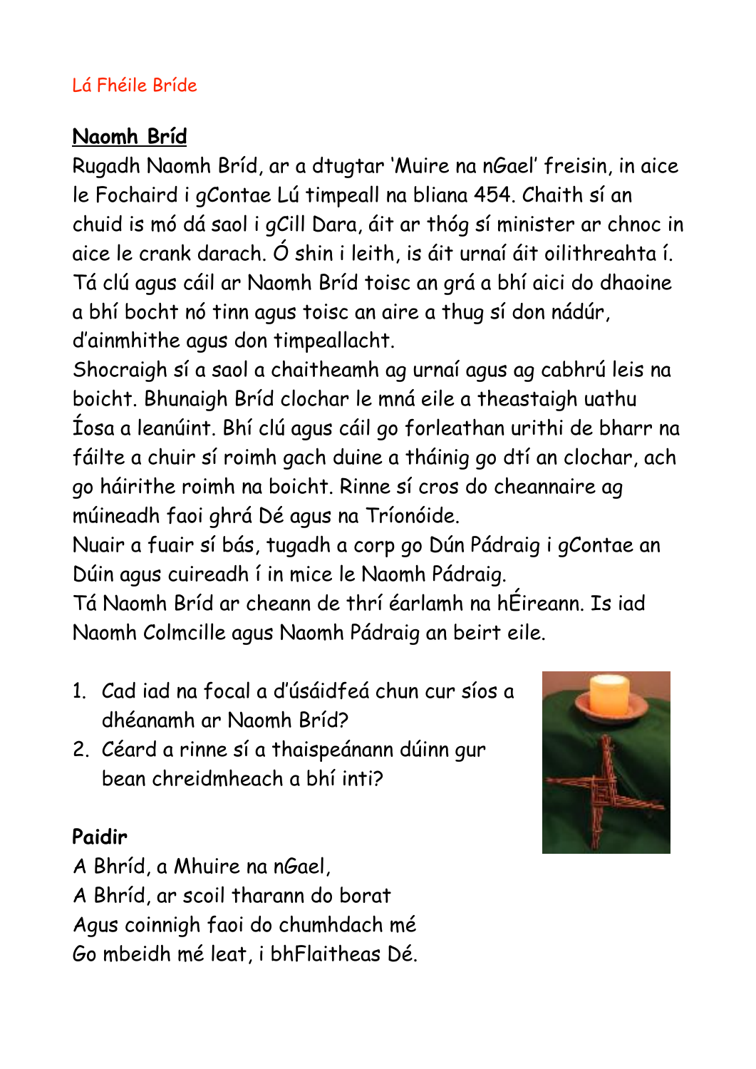Lá Fhéile Bríde

## Naomh Bríd

Rugadh Naomh Bríd, ar a dtugtar 'Muire na nGael' freisin, in aice le Fochaird i gContae Lú timpeall na bliana 454. Chaith sí an chuid is mó dá saol i gCill Dara, áit ar thóg sí minister ar chnoc in aice le crank darach. Ó shin i leith, is áit urnaí áit oilithreahta í. Tá clú agus cáil ar Naomh Bríd toisc an grá a bhí aici do dhaoine a bhí bocht nó tinn agus toisc an aire a thug sí don nádúr, d'ainmhithe agus don timpeallacht.

Shocraigh sí a saol a chaitheamh ag urnaí agus ag cabhrú leis na boicht. Bhunaigh Bríd clochar le mná eile a theastaigh uathu Íosa a leanúint. Bhí clú agus cáil go forleathan urithi de bharr na fáilte a chuir sí roimh gach duine a tháinig go dtí an clochar, ach go háirithe roimh na boicht. Rinne sí cros do cheannaire ag múineadh faoi ghrá Dé agus na Tríonóide.

Nuair a fuair sí bás, tugadh a corp go Dún Pádraig i gContae an Dúin agus cuireadh í in mice le Naomh Pádraig.

Tá Naomh Bríd ar cheann de thrí éarlamh na hÉireann. Is iad Naomh Colmcille agus Naomh Pádraig an beirt eile.

1. Cad iad na focal a d'úsáidfeá chun cur síos a dhéanamh ar Naomh Bríd?
2. Céard a rinne sí a thaispeánann dúinn gur bean chreidmheach a bhí inti?

**Paidir**

A Bhríd, a Mhuire na nGael,  
A Bhríd, ar scoil tharann do borat  
Agus coinnigh faoi do chumhdach mé  
Go mbeidh mé leat, i bhFlaitheas Dé.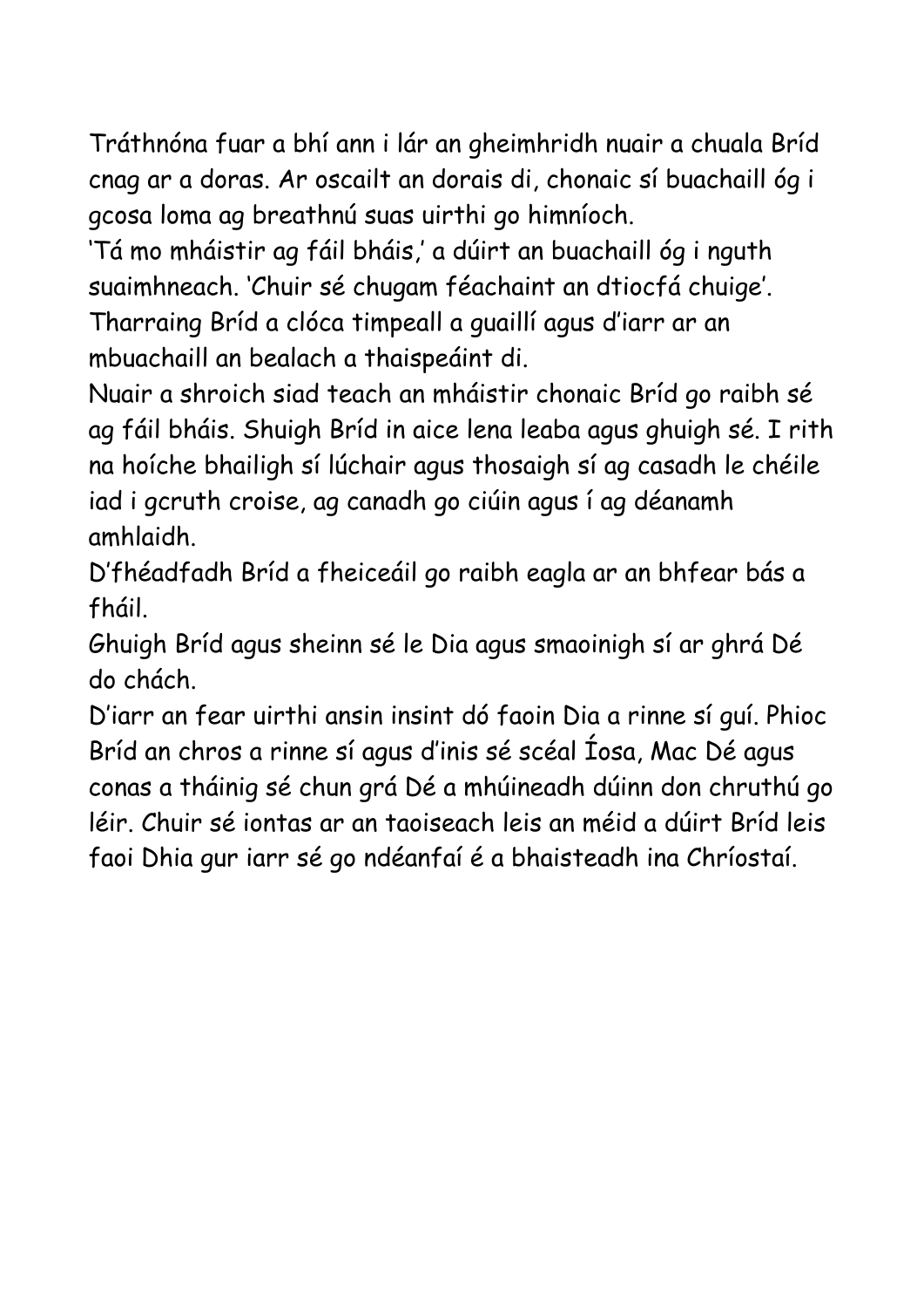Tráthnóna fuar a bhí ann i lár an gheimhridh nuair a chuala Bríd cnag ar a doras. Ar oscailt an dorais di, chonaic sí buachaill óg i gcosa loma ag breathnú suas uirthi go himníoch.

'Tá mo mháistir ag fáil bháis,' a dúirt an buachaill óg i nguth suaimhneach. 'Chuir sé chugam féachaint an dtiocfá chuige'.

Tharraing Bríd a clóca timpeall a guaillí agus d'iarr ar an mbuachaill an bealach a thaispeáint di.

Nuair a shroich siad teach an mháistir chonaic Bríd go raibh sé ag fáil bháis. Shuigh Bríd in aice lena leaba agus ghuigh sé. I rith na hoíche bhailigh sí lúchair agus thosaigh sí ag casadh le chéile iad i gcruth croise, ag canadh go ciúin agus í ag déanamh amhlaidh.

D'fhéadfadh Bríd a fheiceáil go raibh eagla ar an bhfear bás a fháil.

Ghuigh Bríd agus sheinn sé le Dia agus smaoinigh sí ar ghrá Dé do chách.

D'iarr an fear uirthi ansin insint dó faoin Dia a rinne sí guí. Phioc Bríd an chros a rinne sí agus d'inis sé scéal Íosa, Mac Dé agus conas a tháinig sé chun grá Dé a mhúineadh dúinn don chruthú go léir. Chuir sé iontas ar an taoiseach leis an méid a dúirt Bríd leis faoi Dhia gur iarr sé go ndéanfaí é a bhaisteadh ina Chríostaí.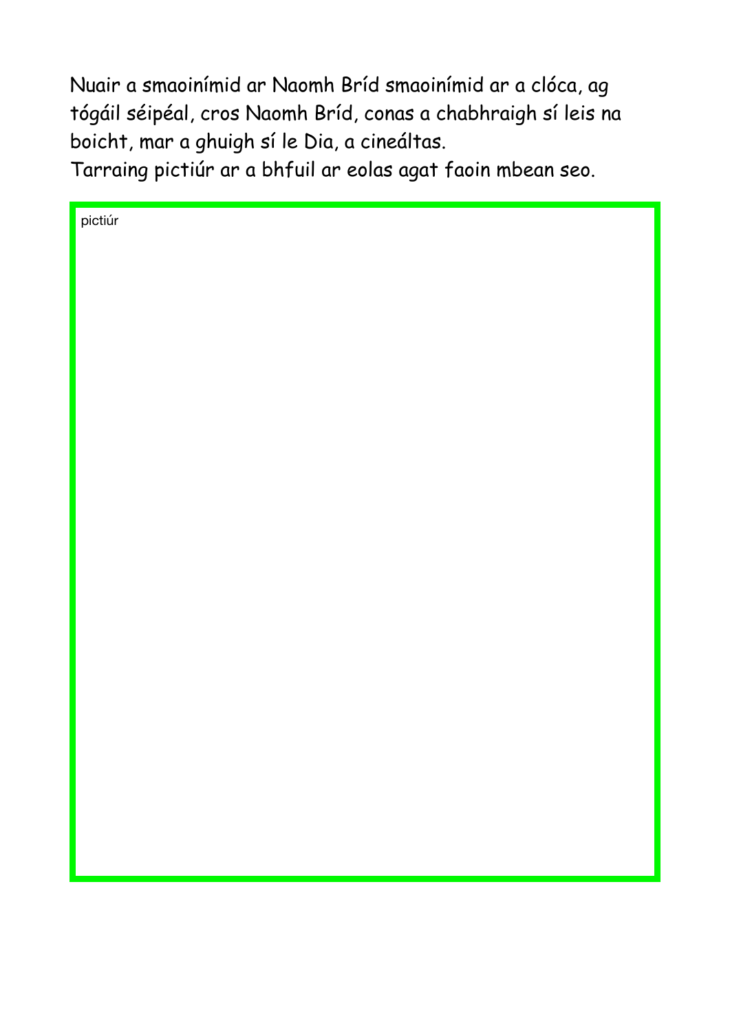Nuair a smaoinímid ar Naomh Bríd smaoinímid ar a clóca, ag tógáil séipéal, cros Naomh Bríd, conas a chabhraigh sí leis na boicht, mar a ghuigh sí le Dia, a cineáltas.
Tarraing pictiúr ar a bhfuil ar eolas agat faoin mbean seo.

pictiúr